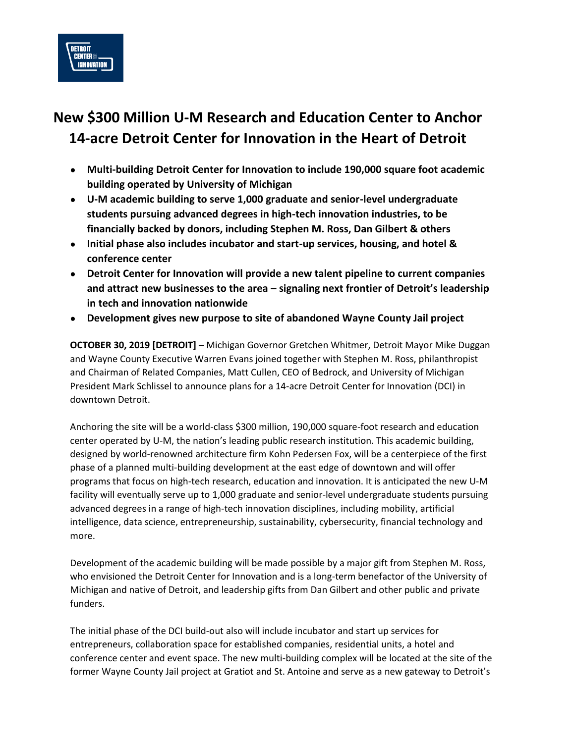# New $300 Million U-M Research and Education Center to Anchor 14-acre Detroit Center for Innovation in the Heart of Detroit

- **Multi-building Detroit Center for Innovation to include 190,000 square foot academic building operated by University of Michigan**
- **U-M academic building to serve 1,000 graduate and senior-level undergraduate students pursuing advanced degrees in high-tech innovation industries, to be financially backed by donors, including Stephen M. Ross, Dan Gilbert & others**
- **Initial phase also includes incubator and start-up services, housing, and hotel & conference center**
- **Detroit Center for Innovation will provide a new talent pipeline to current companies and attract new businesses to the area – signaling next frontier of Detroit's leadership in tech and innovation nationwide**
- **Development gives new purpose to site of abandoned Wayne County Jail project**

**OCTOBER 30, 2019 [DETROIT]** – Michigan Governor Gretchen Whitmer, Detroit Mayor Mike Duggan and Wayne County Executive Warren Evans joined together with Stephen M. Ross, philanthropist and Chairman of Related Companies, Matt Cullen, CEO of Bedrock, and University of Michigan President Mark Schlissel to announce plans for a 14-acre Detroit Center for Innovation (DCI) in downtown Detroit.

Anchoring the site will be a world-class $300 million, 190,000 square-foot research and education center operated by U-M, the nation's leading public research institution. This academic building, designed by world-renowned architecture firm Kohn Pedersen Fox, will be a centerpiece of the first phase of a planned multi-building development at the east edge of downtown and will offer programs that focus on high-tech research, education and innovation. It is anticipated the new U-M facility will eventually serve up to 1,000 graduate and senior-level undergraduate students pursuing advanced degrees in a range of high-tech innovation disciplines, including mobility, artificial intelligence, data science, entrepreneurship, sustainability, cybersecurity, financial technology and more.

Development of the academic building will be made possible by a major gift from Stephen M. Ross, who envisioned the Detroit Center for Innovation and is a long-term benefactor of the University of Michigan and native of Detroit, and leadership gifts from Dan Gilbert and other public and private funders.

The initial phase of the DCI build-out also will include incubator and start up services for entrepreneurs, collaboration space for established companies, residential units, a hotel and conference center and event space. The new multi-building complex will be located at the site of the former Wayne County Jail project at Gratiot and St. Antoine and serve as a new gateway to Detroit's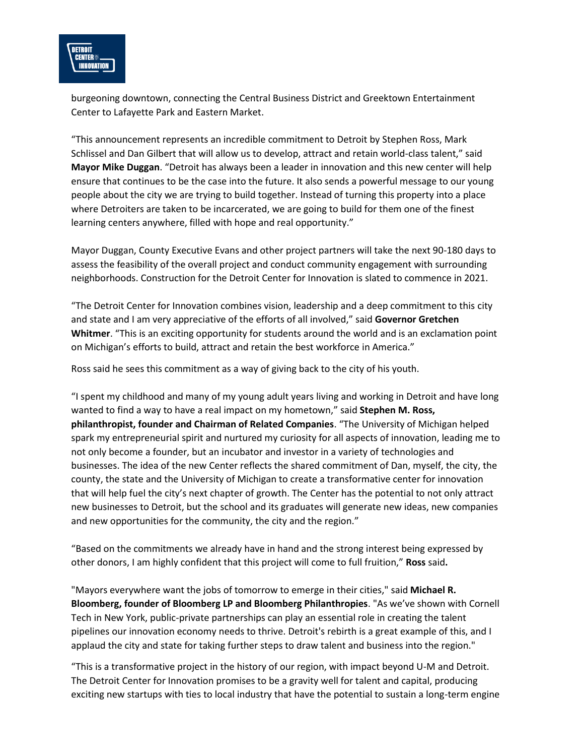burgeoning downtown, connecting the Central Business District and Greektown Entertainment Center to Lafayette Park and Eastern Market.

"This announcement represents an incredible commitment to Detroit by Stephen Ross, Mark Schlissel and Dan Gilbert that will allow us to develop, attract and retain world-class talent," said **Mayor Mike Duggan**. "Detroit has always been a leader in innovation and this new center will help ensure that continues to be the case into the future. It also sends a powerful message to our young people about the city we are trying to build together. Instead of turning this property into a place where Detroiters are taken to be incarcerated, we are going to build for them one of the finest learning centers anywhere, filled with hope and real opportunity."

Mayor Duggan, County Executive Evans and other project partners will take the next 90-180 days to assess the feasibility of the overall project and conduct community engagement with surrounding neighborhoods. Construction for the Detroit Center for Innovation is slated to commence in 2021.

"The Detroit Center for Innovation combines vision, leadership and a deep commitment to this city and state and I am very appreciative of the efforts of all involved," said **Governor Gretchen Whitmer**. "This is an exciting opportunity for students around the world and is an exclamation point on Michigan's efforts to build, attract and retain the best workforce in America."

Ross said he sees this commitment as a way of giving back to the city of his youth.

"I spent my childhood and many of my young adult years living and working in Detroit and have long wanted to find a way to have a real impact on my hometown," said **Stephen M. Ross, philanthropist, founder and Chairman of Related Companies**. "The University of Michigan helped spark my entrepreneurial spirit and nurtured my curiosity for all aspects of innovation, leading me to not only become a founder, but an incubator and investor in a variety of technologies and businesses. The idea of the new Center reflects the shared commitment of Dan, myself, the city, the county, the state and the University of Michigan to create a transformative center for innovation that will help fuel the city's next chapter of growth. The Center has the potential to not only attract new businesses to Detroit, but the school and its graduates will generate new ideas, new companies and new opportunities for the community, the city and the region."

"Based on the commitments we already have in hand and the strong interest being expressed by other donors, I am highly confident that this project will come to full fruition," **Ross** said**.**

"Mayors everywhere want the jobs of tomorrow to emerge in their cities," said **Michael R. Bloomberg, founder of Bloomberg LP and Bloomberg Philanthropies**. "As we've shown with Cornell Tech in New York, public-private partnerships can play an essential role in creating the talent pipelines our innovation economy needs to thrive. Detroit's rebirth is a great example of this, and I applaud the city and state for taking further steps to draw talent and business into the region."

"This is a transformative project in the history of our region, with impact beyond U-M and Detroit. The Detroit Center for Innovation promises to be a gravity well for talent and capital, producing exciting new startups with ties to local industry that have the potential to sustain a long-term engine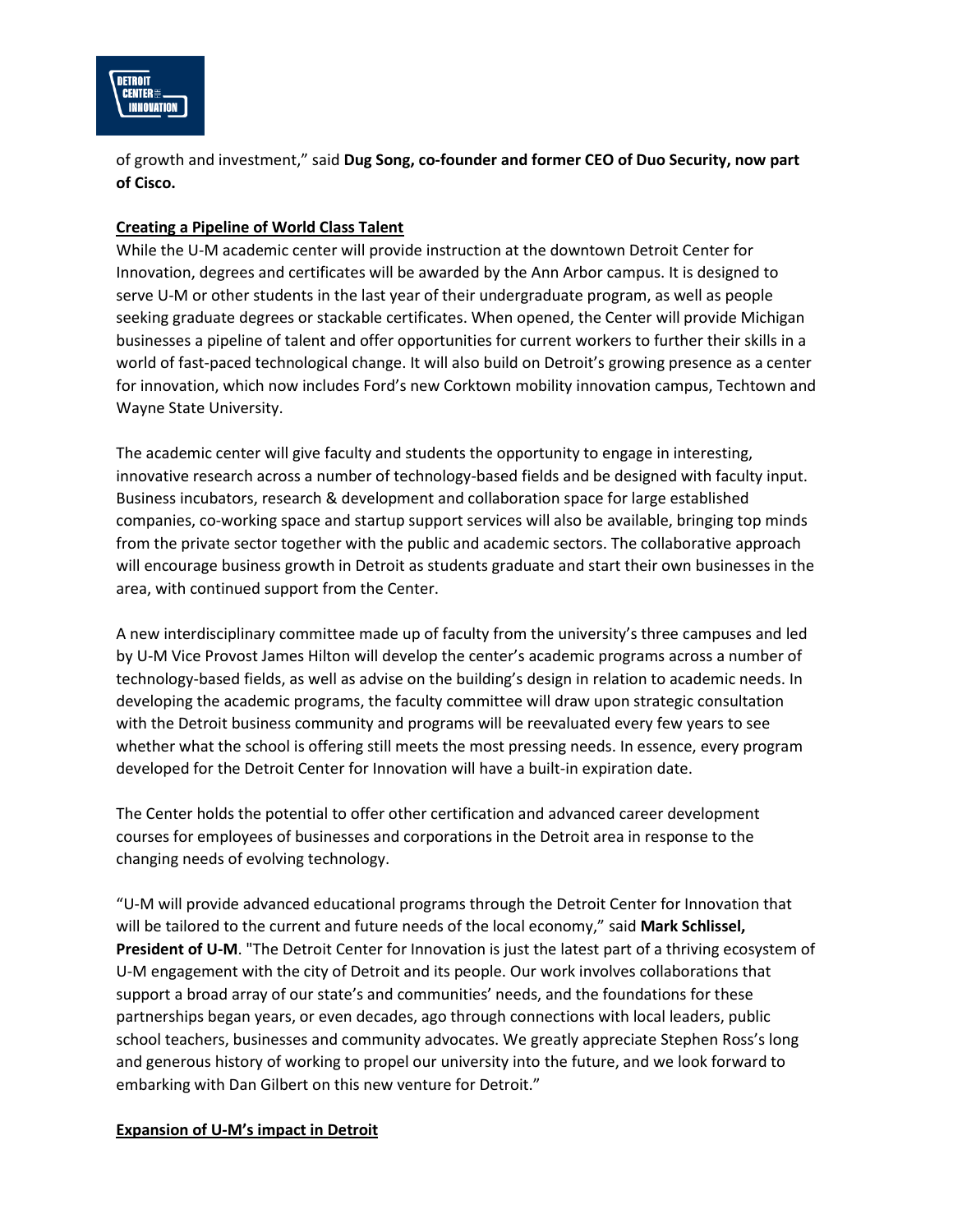of growth and investment," said **Dug Song, co-founder and former CEO of Duo Security, now part of Cisco.**

## Creating a Pipeline of World Class Talent

While the U-M academic center will provide instruction at the downtown Detroit Center for Innovation, degrees and certificates will be awarded by the Ann Arbor campus. It is designed to serve U-M or other students in the last year of their undergraduate program, as well as people seeking graduate degrees or stackable certificates. When opened, the Center will provide Michigan businesses a pipeline of talent and offer opportunities for current workers to further their skills in a world of fast-paced technological change. It will also build on Detroit's growing presence as a center for innovation, which now includes Ford's new Corktown mobility innovation campus, Techtown and Wayne State University.

The academic center will give faculty and students the opportunity to engage in interesting, innovative research across a number of technology-based fields and be designed with faculty input. Business incubators, research & development and collaboration space for large established companies, co-working space and startup support services will also be available, bringing top minds from the private sector together with the public and academic sectors. The collaborative approach will encourage business growth in Detroit as students graduate and start their own businesses in the area, with continued support from the Center.

A new interdisciplinary committee made up of faculty from the university's three campuses and led by U-M Vice Provost James Hilton will develop the center's academic programs across a number of technology-based fields, as well as advise on the building's design in relation to academic needs. In developing the academic programs, the faculty committee will draw upon strategic consultation with the Detroit business community and programs will be reevaluated every few years to see whether what the school is offering still meets the most pressing needs. In essence, every program developed for the Detroit Center for Innovation will have a built-in expiration date.

The Center holds the potential to offer other certification and advanced career development courses for employees of businesses and corporations in the Detroit area in response to the changing needs of evolving technology.

"U-M will provide advanced educational programs through the Detroit Center for Innovation that will be tailored to the current and future needs of the local economy," said **Mark Schlissel, President of U-M**. "The Detroit Center for Innovation is just the latest part of a thriving ecosystem of U-M engagement with the city of Detroit and its people. Our work involves collaborations that support a broad array of our state's and communities' needs, and the foundations for these partnerships began years, or even decades, ago through connections with local leaders, public school teachers, businesses and community advocates. We greatly appreciate Stephen Ross's long and generous history of working to propel our university into the future, and we look forward to embarking with Dan Gilbert on this new venture for Detroit."

## Expansion of U-M's impact in Detroit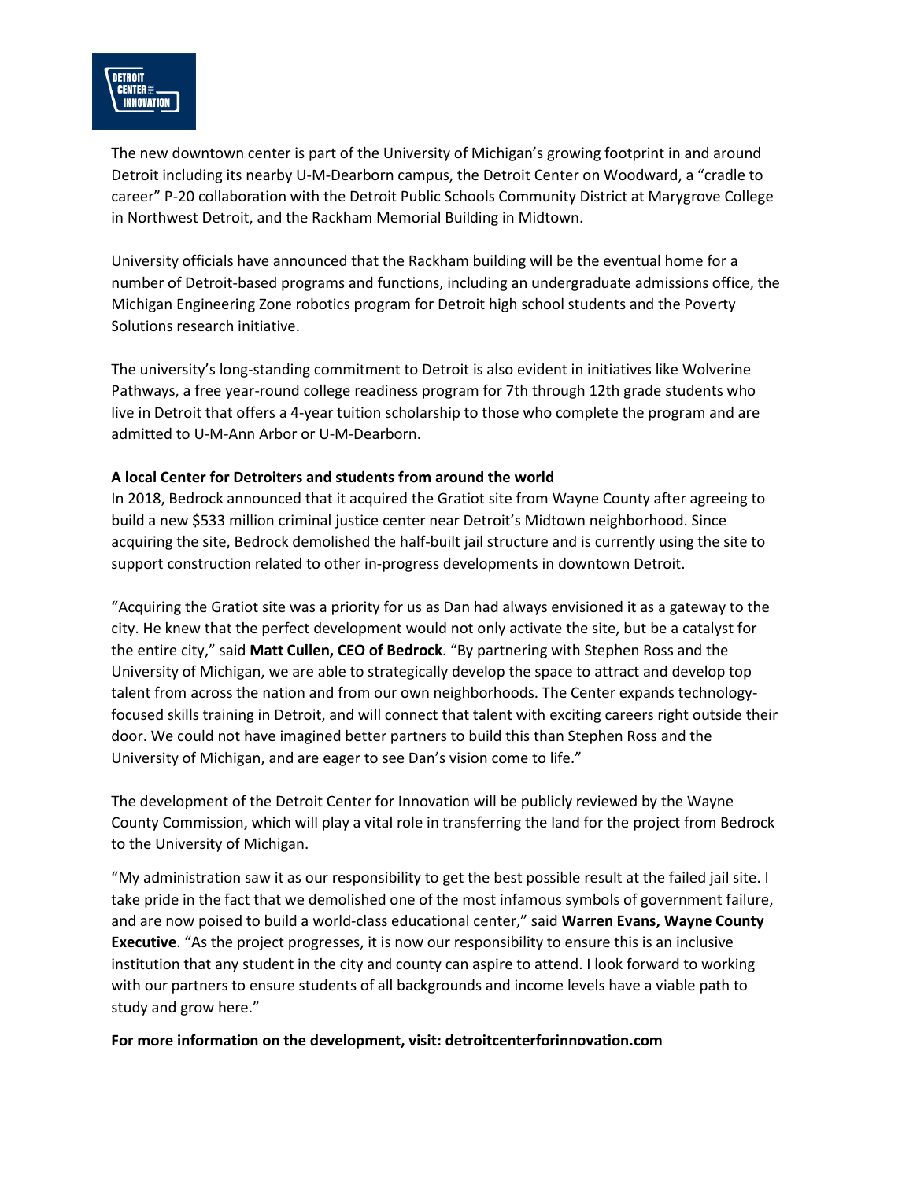The new downtown center is part of the University of Michigan's growing footprint in and around Detroit including its nearby U-M-Dearborn campus, the Detroit Center on Woodward, a "cradle to career" P-20 collaboration with the Detroit Public Schools Community District at Marygrove College in Northwest Detroit, and the Rackham Memorial Building in Midtown.

University officials have announced that the Rackham building will be the eventual home for a number of Detroit-based programs and functions, including an undergraduate admissions office, the Michigan Engineering Zone robotics program for Detroit high school students and the Poverty Solutions research initiative.

The university's long-standing commitment to Detroit is also evident in initiatives like Wolverine Pathways, a free year-round college readiness program for 7th through 12th grade students who live in Detroit that offers a 4-year tuition scholarship to those who complete the program and are admitted to U-M-Ann Arbor or U-M-Dearborn.

**A local Center for Detroiters and students from around the world**

In 2018, Bedrock announced that it acquired the Gratiot site from Wayne County after agreeing to build a new $533 million criminal justice center near Detroit's Midtown neighborhood. Since acquiring the site, Bedrock demolished the half-built jail structure and is currently using the site to support construction related to other in-progress developments in downtown Detroit.

"Acquiring the Gratiot site was a priority for us as Dan had always envisioned it as a gateway to the city. He knew that the perfect development would not only activate the site, but be a catalyst for the entire city," said **Matt Cullen, CEO of Bedrock**. "By partnering with Stephen Ross and the University of Michigan, we are able to strategically develop the space to attract and develop top talent from across the nation and from our own neighborhoods. The Center expands technology-focused skills training in Detroit, and will connect that talent with exciting careers right outside their door. We could not have imagined better partners to build this than Stephen Ross and the University of Michigan, and are eager to see Dan's vision come to life."

The development of the Detroit Center for Innovation will be publicly reviewed by the Wayne County Commission, which will play a vital role in transferring the land for the project from Bedrock to the University of Michigan.

"My administration saw it as our responsibility to get the best possible result at the failed jail site. I take pride in the fact that we demolished one of the most infamous symbols of government failure, and are now poised to build a world-class educational center," said **Warren Evans, Wayne County Executive**. "As the project progresses, it is now our responsibility to ensure this is an inclusive institution that any student in the city and county can aspire to attend. I look forward to working with our partners to ensure students of all backgrounds and income levels have a viable path to study and grow here."

**For more information on the development, visit: detroitcenterforinnovation.com**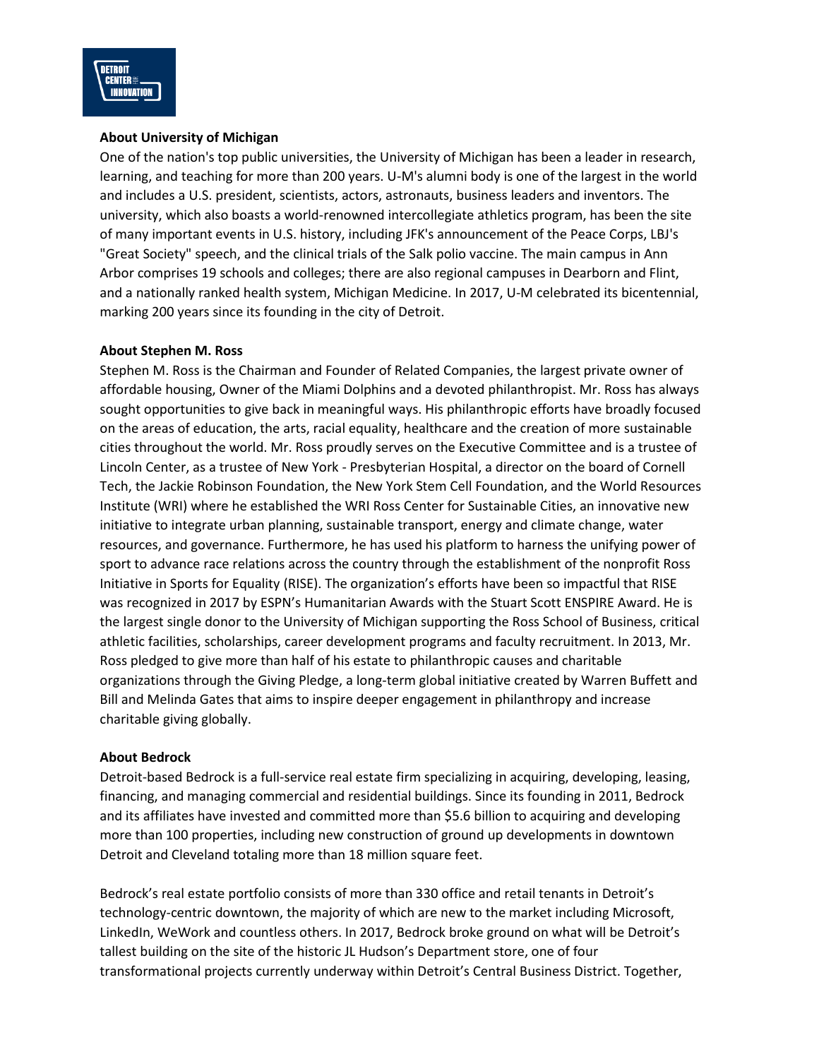**About University of Michigan**

One of the nation's top public universities, the University of Michigan has been a leader in research, learning, and teaching for more than 200 years. U-M's alumni body is one of the largest in the world and includes a U.S. president, scientists, actors, astronauts, business leaders and inventors. The university, which also boasts a world-renowned intercollegiate athletics program, has been the site of many important events in U.S. history, including JFK's announcement of the Peace Corps, LBJ's "Great Society" speech, and the clinical trials of the Salk polio vaccine. The main campus in Ann Arbor comprises 19 schools and colleges; there are also regional campuses in Dearborn and Flint, and a nationally ranked health system, Michigan Medicine. In 2017, U-M celebrated its bicentennial, marking 200 years since its founding in the city of Detroit.

**About Stephen M. Ross**

Stephen M. Ross is the Chairman and Founder of Related Companies, the largest private owner of affordable housing, Owner of the Miami Dolphins and a devoted philanthropist. Mr. Ross has always sought opportunities to give back in meaningful ways. His philanthropic efforts have broadly focused on the areas of education, the arts, racial equality, healthcare and the creation of more sustainable cities throughout the world. Mr. Ross proudly serves on the Executive Committee and is a trustee of Lincoln Center, as a trustee of New York - Presbyterian Hospital, a director on the board of Cornell Tech, the Jackie Robinson Foundation, the New York Stem Cell Foundation, and the World Resources Institute (WRI) where he established the WRI Ross Center for Sustainable Cities, an innovative new initiative to integrate urban planning, sustainable transport, energy and climate change, water resources, and governance. Furthermore, he has used his platform to harness the unifying power of sport to advance race relations across the country through the establishment of the nonprofit Ross Initiative in Sports for Equality (RISE). The organization's efforts have been so impactful that RISE was recognized in 2017 by ESPN's Humanitarian Awards with the Stuart Scott ENSPIRE Award. He is the largest single donor to the University of Michigan supporting the Ross School of Business, critical athletic facilities, scholarships, career development programs and faculty recruitment. In 2013, Mr. Ross pledged to give more than half of his estate to philanthropic causes and charitable organizations through the Giving Pledge, a long-term global initiative created by Warren Buffett and Bill and Melinda Gates that aims to inspire deeper engagement in philanthropy and increase charitable giving globally.

**About Bedrock**

Detroit-based Bedrock is a full-service real estate firm specializing in acquiring, developing, leasing, financing, and managing commercial and residential buildings. Since its founding in 2011, Bedrock and its affiliates have invested and committed more than $5.6 billion to acquiring and developing more than 100 properties, including new construction of ground up developments in downtown Detroit and Cleveland totaling more than 18 million square feet.

Bedrock's real estate portfolio consists of more than 330 office and retail tenants in Detroit's technology-centric downtown, the majority of which are new to the market including Microsoft, LinkedIn, WeWork and countless others. In 2017, Bedrock broke ground on what will be Detroit's tallest building on the site of the historic JL Hudson's Department store, one of four transformational projects currently underway within Detroit's Central Business District. Together,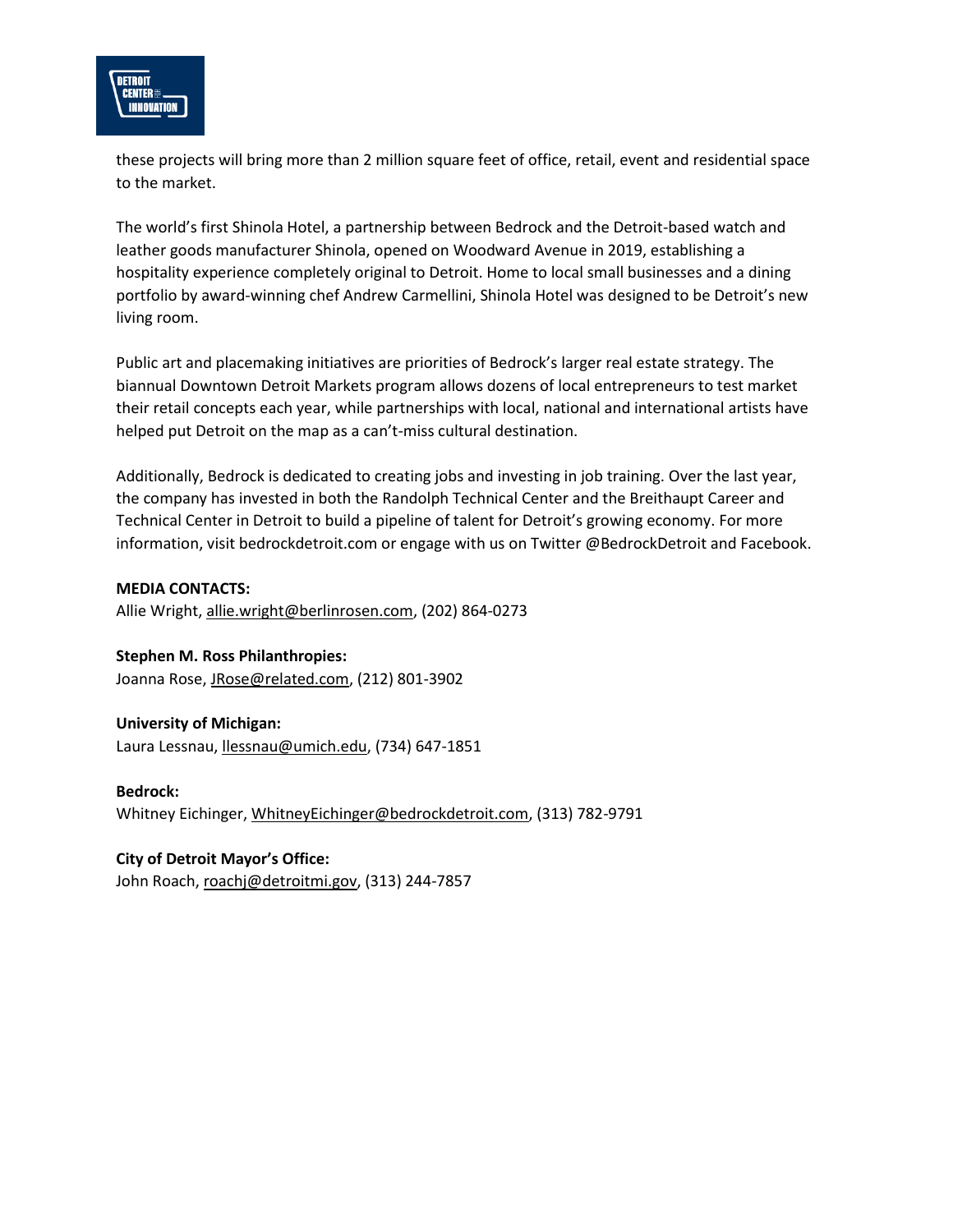these projects will bring more than 2 million square feet of office, retail, event and residential space to the market.

The world's first Shinola Hotel, a partnership between Bedrock and the Detroit-based watch and leather goods manufacturer Shinola, opened on Woodward Avenue in 2019, establishing a hospitality experience completely original to Detroit. Home to local small businesses and a dining portfolio by award-winning chef Andrew Carmellini, Shinola Hotel was designed to be Detroit's new living room.

Public art and placemaking initiatives are priorities of Bedrock's larger real estate strategy. The biannual Downtown Detroit Markets program allows dozens of local entrepreneurs to test market their retail concepts each year, while partnerships with local, national and international artists have helped put Detroit on the map as a can't-miss cultural destination.

Additionally, Bedrock is dedicated to creating jobs and investing in job training. Over the last year, the company has invested in both the Randolph Technical Center and the Breithaupt Career and Technical Center in Detroit to build a pipeline of talent for Detroit's growing economy. For more information, visit bedrockdetroit.com or engage with us on Twitter @BedrockDetroit and Facebook.

**MEDIA CONTACTS:**
Allie Wright, allie.wright@berlinrosen.com, (202) 864-0273

**Stephen M. Ross Philanthropies:**
Joanna Rose, JRose@related.com, (212) 801-3902

**University of Michigan:**
Laura Lessnau, llessnau@umich.edu, (734) 647-1851

**Bedrock:**
Whitney Eichinger, WhitneyEichinger@bedrockdetroit.com, (313) 782-9791

**City of Detroit Mayor's Office:**
John Roach, roachj@detroitmi.gov, (313) 244-7857